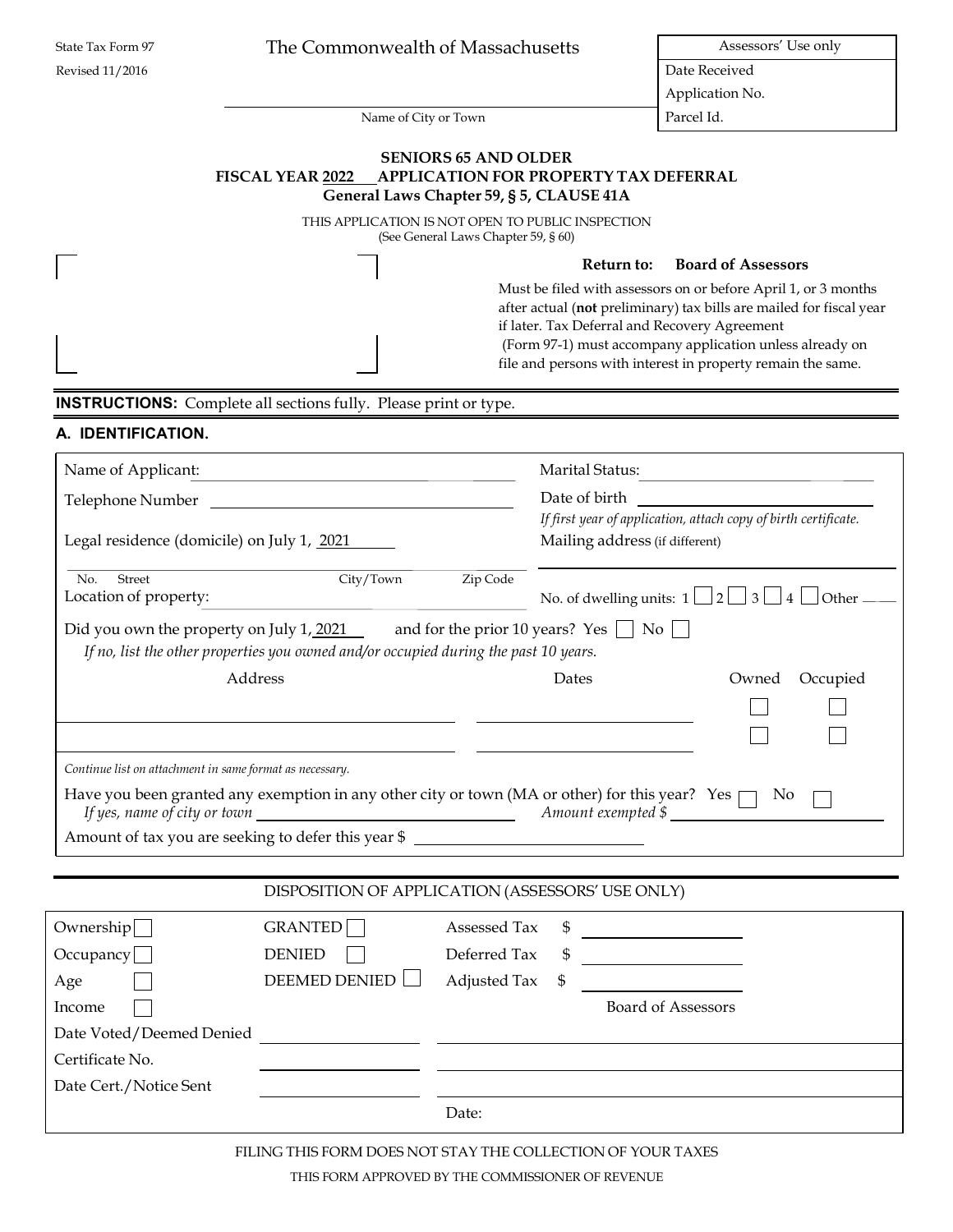State Tax Form 97

Revised 11/2016

# The Commonwealth of Massachusetts

| Assessors' Use only |
| --- |
| Date Received |
| Application No. |
| Parcel Id. |

\_\_\_\_\_\_\_\_\_\_\_\_\_\_\_\_\_\_\_\_\_\_\_\_\_\_\_\_\_\_\_\_\_\_\_\_\_\_

Name of City or Town

## SENIORS 65 AND OLDER
## FISCAL YEAR 2022 APPLICATION FOR PROPERTY TAX DEFERRAL
## General Laws Chapter 59, § 5, CLAUSE 41A

THIS APPLICATION IS NOT OPEN TO PUBLIC INSPECTION
(See General Laws Chapter 59, § 60)

**Return to: Board of Assessors**

Must be filed with assessors on or before April 1, or 3 months after actual (**not** preliminary) tax bills are mailed for fiscal year if later. Tax Deferral and Recovery Agreement (Form 97-1) must accompany application unless already on file and persons with interest in property remain the same.

**INSTRUCTIONS:** Complete all sections fully. Please print or type.

### A. IDENTIFICATION.

Name of Applicant: \_\_\_\_\_\_\_\_\_\_\_\_\_\_\_\_\_\_\_\_ Marital Status: \_\_\_\_\_\_\_\_\_\_\_\_\_\_\_\_\_\_\_\_

Telephone Number \_\_\_\_\_\_\_\_\_\_\_\_\_\_\_\_\_\_\_\_ Date of birth \_\_\_\_\_\_\_\_\_\_\_\_\_\_\_\_\_\_\_\_

*If first year of application, attach copy of birth certificate.*

Legal residence (domicile) on July 1, 2021 \_\_\_\_\_\_ Mailing address (if different)

No. Street City/Town Zip Code

Location of property: \_\_\_\_\_\_\_\_\_\_\_\_\_\_\_\_\_\_\_\_ No. of dwelling units: 1 ☐ 2 ☐ 3 ☐ 4 ☐ Other \_\_\_

Did you own the property on July 1, 2021 and for the prior 10 years? Yes ☐ No ☐

*If no, list the other properties you owned and/or occupied during the past 10 years.*

| Address | Dates | Owned | Occupied |
| --- | --- | --- | --- |
| | | ☐ | ☐ |
| | | ☐ | ☐ |

*Continue list on attachment in same format as necessary.*

Have you been granted any exemption in any other city or town (MA or other) for this year? Yes ☐ No ☐

*If yes, name of city or town* \_\_\_\_\_\_\_\_\_\_\_\_\_\_\_\_\_\_\_\_ *Amount exempted $* \_\_\_\_\_\_\_\_\_\_\_\_\_\_\_\_\_\_\_\_

Amount of tax you are seeking to defer this year $ \_\_\_\_\_\_\_\_\_\_\_\_\_\_\_\_\_\_\_\_

### DISPOSITION OF APPLICATION (ASSESSORS' USE ONLY)

| | | |
| --- | --- | --- |
| Ownership ☐ | GRANTED ☐ | Assessed Tax $ \_\_\_\_\_\_\_\_ |
| Occupancy ☐ | DENIED ☐ | Deferred Tax $ \_\_\_\_\_\_\_\_ |
| Age ☐ | DEEMED DENIED ☐ | Adjusted Tax $ \_\_\_\_\_\_\_\_ |
| Income ☐ | | Board of Assessors |
| Date Voted/Deemed Denied | \_\_\_\_\_\_\_\_ | \_\_\_\_\_\_\_\_ |
| Certificate No. | \_\_\_\_\_\_\_\_ | \_\_\_\_\_\_\_\_ |
| Date Cert./Notice Sent | \_\_\_\_\_\_\_\_ | \_\_\_\_\_\_\_\_ |
| | | Date: |

FILING THIS FORM DOES NOT STAY THE COLLECTION OF YOUR TAXES

THIS FORM APPROVED BY THE COMMISSIONER OF REVENUE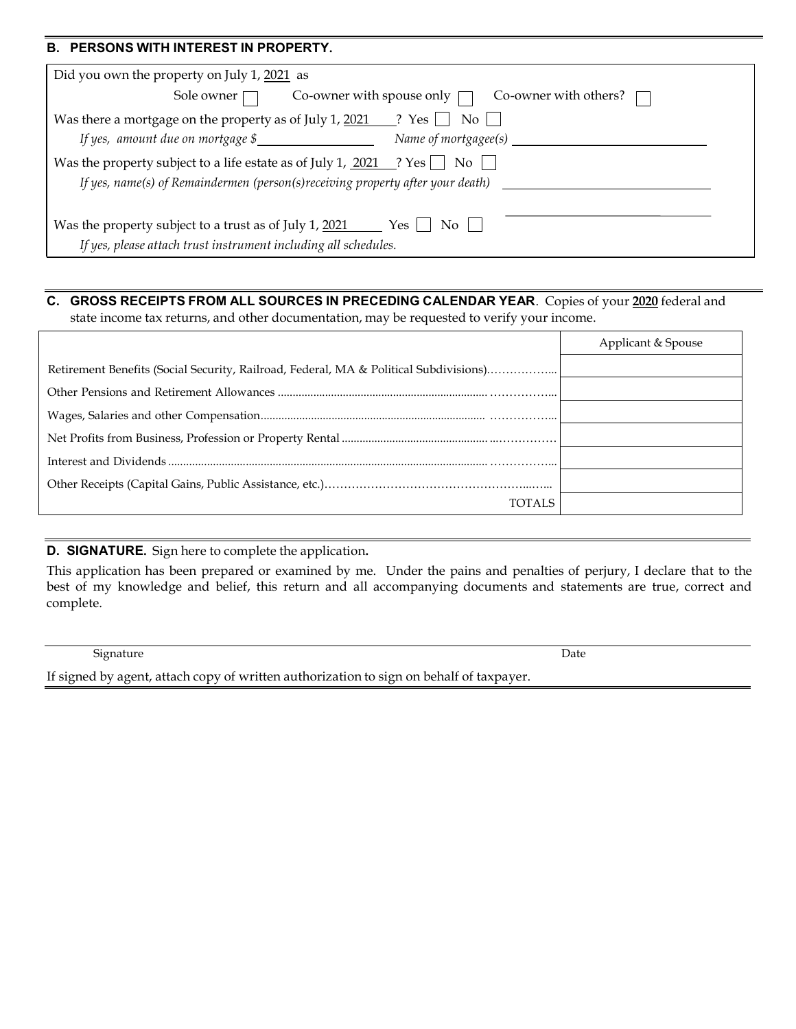## B. PERSONS WITH INTEREST IN PROPERTY.

Did you own the property on July 1, 2021 as

Sole owner ☐ Co-owner with spouse only ☐ Co-owner with others? ☐

Was there a mortgage on the property as of July 1, 2021 ? Yes ☐ No ☐

*If yes, amount due on mortgage $* \_\_\_\_\_\_\_\_\_\_\_\_\_\_\_\_ *Name of mortgagee(s)* \_\_\_\_\_\_\_\_\_\_\_\_\_\_\_\_\_\_\_\_\_\_\_\_

Was the property subject to a life estate as of July 1, 2021 ? Yes ☐ No ☐

*If yes, name(s) of Remaindermen (person(s)receiving property after your death)* \_\_\_\_\_\_\_\_\_\_\_\_\_\_\_\_\_\_\_\_\_\_\_\_

\_\_\_\_\_\_\_\_\_\_\_\_\_\_\_\_\_\_\_\_\_\_\_\_

Was the property subject to a trust as of July 1, 2021 Yes ☐ No ☐

*If yes, please attach trust instrument including all schedules.*

## C. GROSS RECEIPTS FROM ALL SOURCES IN PRECEDING CALENDAR YEAR.

Copies of your **2020** federal and state income tax returns, and other documentation, may be requested to verify your income.

| | Applicant & Spouse |
|---|---|
| Retirement Benefits (Social Security, Railroad, Federal, MA & Political Subdivisions)……………... | |
| Other Pensions and Retirement Allowances ……………... | |
| Wages, Salaries and other Compensation ……………... | |
| Net Profits from Business, Profession or Property Rental ……………... | |
| Interest and Dividends ……………... | |
| Other Receipts (Capital Gains, Public Assistance, etc.)……………... | |
| TOTALS | |

## D. SIGNATURE. Sign here to complete the application.

This application has been prepared or examined by me. Under the pains and penalties of perjury, I declare that to the best of my knowledge and belief, this return and all accompanying documents and statements are true, correct and complete.

\_\_\_\_\_\_\_\_\_\_\_\_\_\_\_\_\_\_\_\_\_\_\_\_\_\_\_\_\_\_\_\_\_\_\_\_\_\_\_\_\_\_\_\_\_\_\_\_\_\_\_\_\_\_\_\_\_\_\_\_\_\_\_\_\_\_\_\_\_\_\_\_

Signature Date

If signed by agent, attach copy of written authorization to sign on behalf of taxpayer.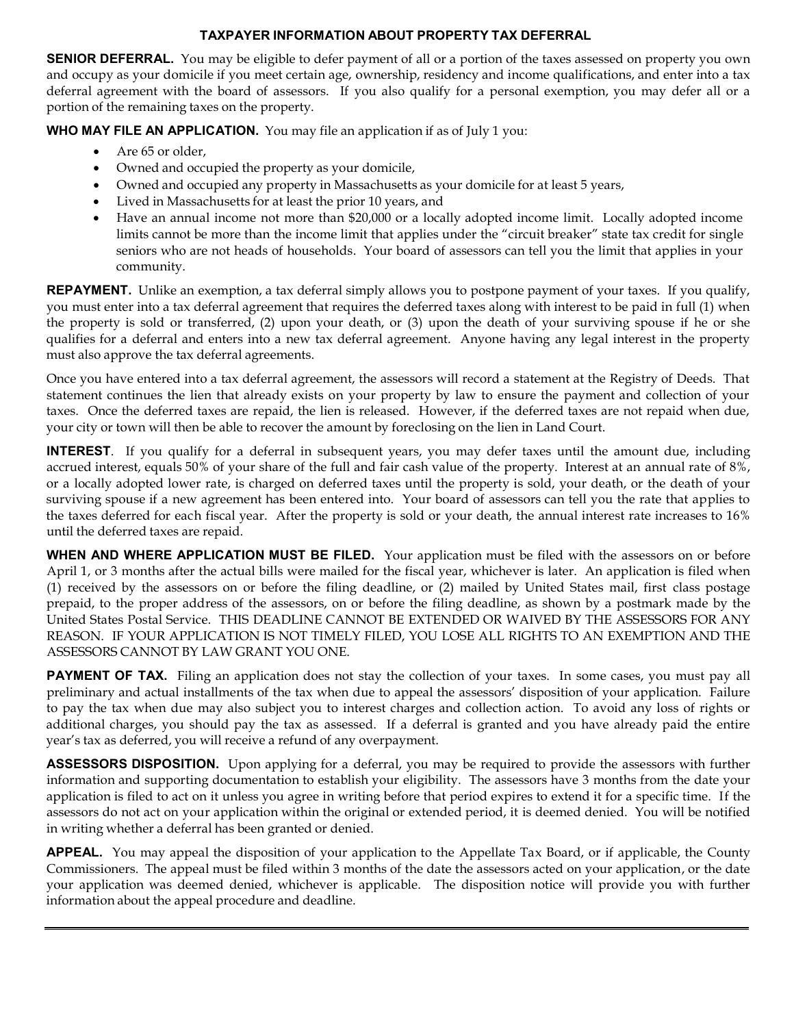## TAXPAYER INFORMATION ABOUT PROPERTY TAX DEFERRAL

**SENIOR DEFERRAL.** You may be eligible to defer payment of all or a portion of the taxes assessed on property you own and occupy as your domicile if you meet certain age, ownership, residency and income qualifications, and enter into a tax deferral agreement with the board of assessors. If you also qualify for a personal exemption, you may defer all or a portion of the remaining taxes on the property.

**WHO MAY FILE AN APPLICATION.** You may file an application if as of July 1 you:

- Are 65 or older,
- Owned and occupied the property as your domicile,
- Owned and occupied any property in Massachusetts as your domicile for at least 5 years,
- Lived in Massachusetts for at least the prior 10 years, and
- Have an annual income not more than $20,000 or a locally adopted income limit. Locally adopted income limits cannot be more than the income limit that applies under the "circuit breaker" state tax credit for single seniors who are not heads of households. Your board of assessors can tell you the limit that applies in your community.

**REPAYMENT.** Unlike an exemption, a tax deferral simply allows you to postpone payment of your taxes. If you qualify, you must enter into a tax deferral agreement that requires the deferred taxes along with interest to be paid in full (1) when the property is sold or transferred, (2) upon your death, or (3) upon the death of your surviving spouse if he or she qualifies for a deferral and enters into a new tax deferral agreement. Anyone having any legal interest in the property must also approve the tax deferral agreements.

Once you have entered into a tax deferral agreement, the assessors will record a statement at the Registry of Deeds. That statement continues the lien that already exists on your property by law to ensure the payment and collection of your taxes. Once the deferred taxes are repaid, the lien is released. However, if the deferred taxes are not repaid when due, your city or town will then be able to recover the amount by foreclosing on the lien in Land Court.

**INTEREST**. If you qualify for a deferral in subsequent years, you may defer taxes until the amount due, including accrued interest, equals 50% of your share of the full and fair cash value of the property. Interest at an annual rate of 8%, or a locally adopted lower rate, is charged on deferred taxes until the property is sold, your death, or the death of your surviving spouse if a new agreement has been entered into. Your board of assessors can tell you the rate that applies to the taxes deferred for each fiscal year. After the property is sold or your death, the annual interest rate increases to 16% until the deferred taxes are repaid.

**WHEN AND WHERE APPLICATION MUST BE FILED.** Your application must be filed with the assessors on or before April 1, or 3 months after the actual bills were mailed for the fiscal year, whichever is later. An application is filed when (1) received by the assessors on or before the filing deadline, or (2) mailed by United States mail, first class postage prepaid, to the proper address of the assessors, on or before the filing deadline, as shown by a postmark made by the United States Postal Service. THIS DEADLINE CANNOT BE EXTENDED OR WAIVED BY THE ASSESSORS FOR ANY REASON. IF YOUR APPLICATION IS NOT TIMELY FILED, YOU LOSE ALL RIGHTS TO AN EXEMPTION AND THE ASSESSORS CANNOT BY LAW GRANT YOU ONE.

**PAYMENT OF TAX.** Filing an application does not stay the collection of your taxes. In some cases, you must pay all preliminary and actual installments of the tax when due to appeal the assessors' disposition of your application. Failure to pay the tax when due may also subject you to interest charges and collection action. To avoid any loss of rights or additional charges, you should pay the tax as assessed. If a deferral is granted and you have already paid the entire year's tax as deferred, you will receive a refund of any overpayment.

**ASSESSORS DISPOSITION.** Upon applying for a deferral, you may be required to provide the assessors with further information and supporting documentation to establish your eligibility. The assessors have 3 months from the date your application is filed to act on it unless you agree in writing before that period expires to extend it for a specific time. If the assessors do not act on your application within the original or extended period, it is deemed denied. You will be notified in writing whether a deferral has been granted or denied.

**APPEAL.** You may appeal the disposition of your application to the Appellate Tax Board, or if applicable, the County Commissioners. The appeal must be filed within 3 months of the date the assessors acted on your application, or the date your application was deemed denied, whichever is applicable. The disposition notice will provide you with further information about the appeal procedure and deadline.